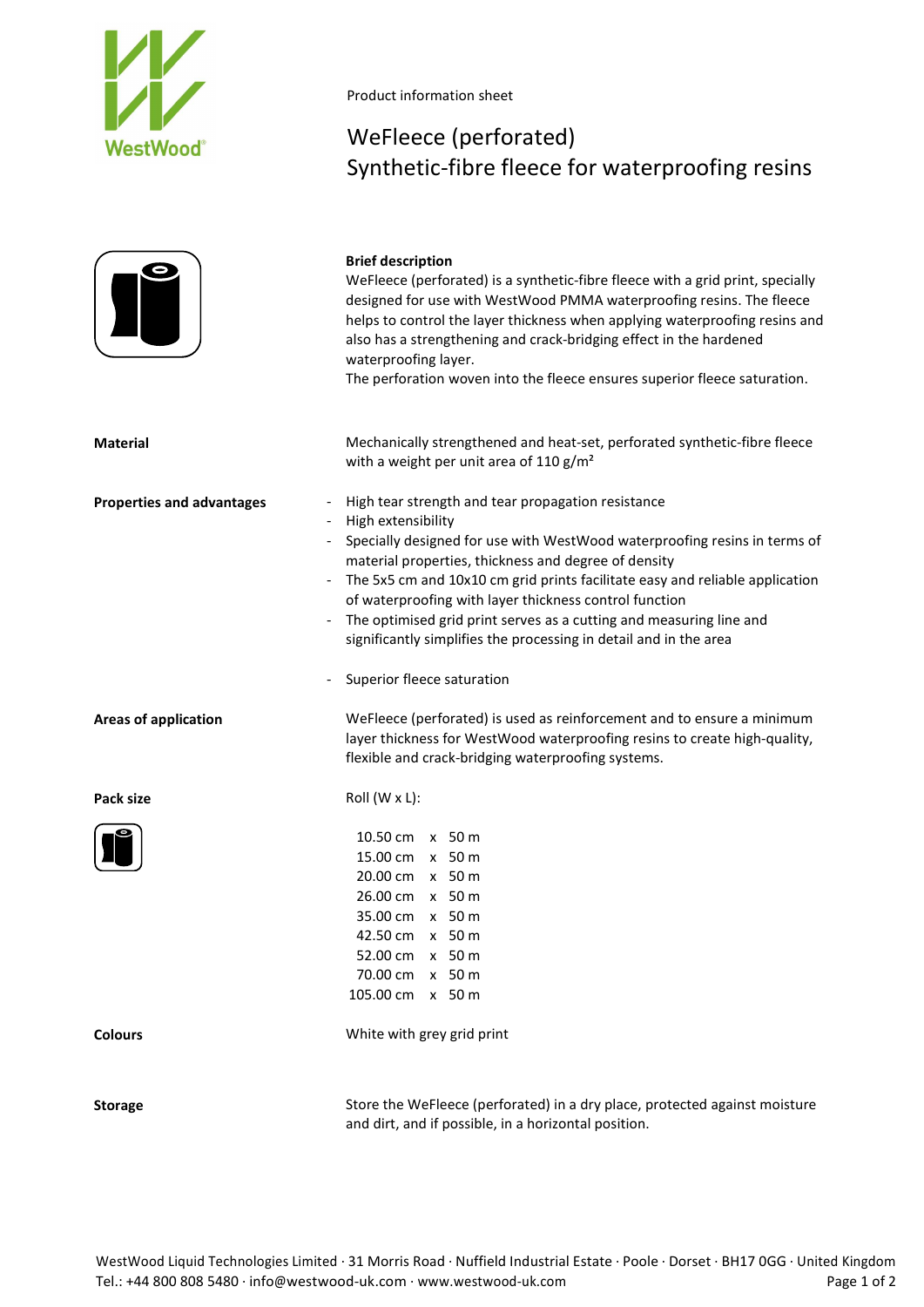Product information sheet

# WeFleece (perforated)
## Synthetic-fibre fleece for waterproofing resins

**Brief description**

WeFleece (perforated) is a synthetic-fibre fleece with a grid print, specially designed for use with WestWood PMMA waterproofing resins. The fleece helps to control the layer thickness when applying waterproofing resins and also has a strengthening and crack-bridging effect in the hardened waterproofing layer.
The perforation woven into the fleece ensures superior fleece saturation.

**Material**

Mechanically strengthened and heat-set, perforated synthetic-fibre fleece with a weight per unit area of 110 g/m²

**Properties and advantages**

- High tear strength and tear propagation resistance
- High extensibility
- Specially designed for use with WestWood waterproofing resins in terms of material properties, thickness and degree of density
- The 5x5 cm and 10x10 cm grid prints facilitate easy and reliable application of waterproofing with layer thickness control function
- The optimised grid print serves as a cutting and measuring line and significantly simplifies the processing in detail and in the area
- Superior fleece saturation

**Areas of application**

WeFleece (perforated) is used as reinforcement and to ensure a minimum layer thickness for WestWood waterproofing resins to create high-quality, flexible and crack-bridging waterproofing systems.

**Pack size**

Roll (W x L):

| Width | | Length |
|---|---|---|
| 10.50 cm | x | 50 m |
| 15.00 cm | x | 50 m |
| 20.00 cm | x | 50 m |
| 26.00 cm | x | 50 m |
| 35.00 cm | x | 50 m |
| 42.50 cm | x | 50 m |
| 52.00 cm | x | 50 m |
| 70.00 cm | x | 50 m |
| 105.00 cm | x | 50 m |

**Colours**

White with grey grid print

**Storage**

Store the WeFleece (perforated) in a dry place, protected against moisture and dirt, and if possible, in a horizontal position.

WestWood Liquid Technologies Limited · 31 Morris Road · Nuffield Industrial Estate · Poole · Dorset · BH17 0GG · United Kingdom
Tel.: +44 800 808 5480 · info@westwood-uk.com · www.westwood-uk.com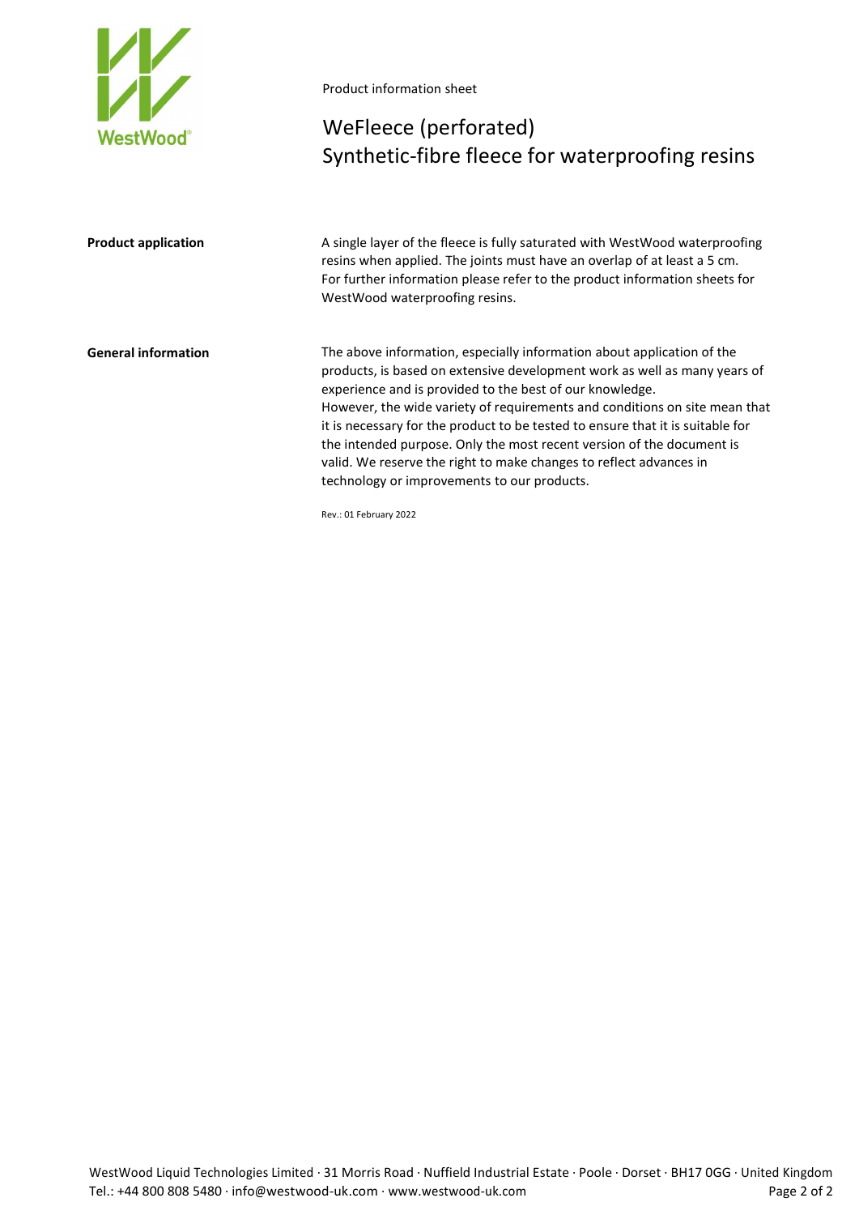Product information sheet

# WeFleece (perforated)
# Synthetic-fibre fleece for waterproofing resins

**Product application**

A single layer of the fleece is fully saturated with WestWood waterproofing resins when applied. The joints must have an overlap of at least a 5 cm.
For further information please refer to the product information sheets for WestWood waterproofing resins.

**General information**

The above information, especially information about application of the products, is based on extensive development work as well as many years of experience and is provided to the best of our knowledge.
However, the wide variety of requirements and conditions on site mean that it is necessary for the product to be tested to ensure that it is suitable for the intended purpose. Only the most recent version of the document is valid. We reserve the right to make changes to reflect advances in technology or improvements to our products.

Rev.: 01 February 2022

WestWood Liquid Technologies Limited · 31 Morris Road · Nuffield Industrial Estate · Poole · Dorset · BH17 0GG · United Kingdom
Tel.: +44 800 808 5480 · info@westwood-uk.com · www.westwood-uk.com